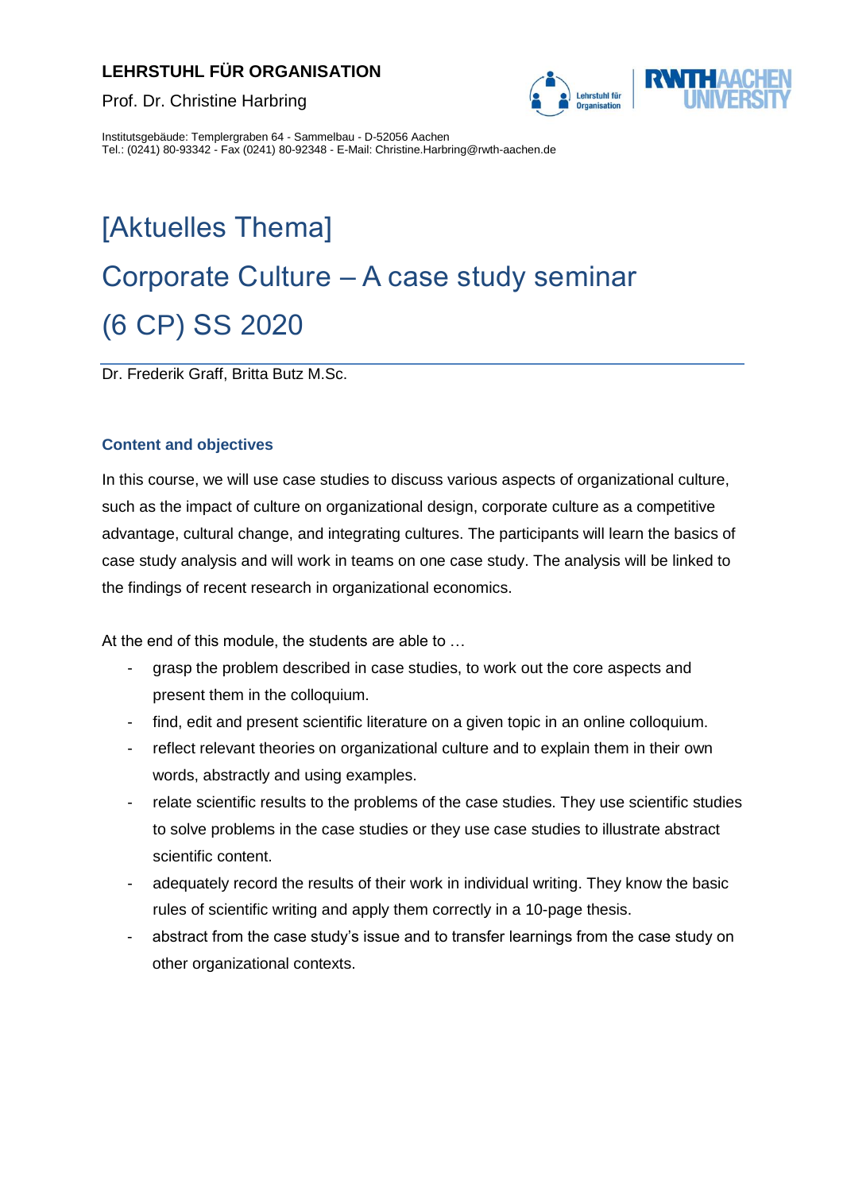**LEHRSTUHL FÜR ORGANISATION**

Prof. Dr. Christine Harbring

Institutsgebäude: Templergraben 64 - Sammelbau - D-52056 Aachen
Tel.: (0241) 80-93342 - Fax (0241) 80-92348 - E-Mail: Christine.Harbring@rwth-aachen.de

# [Aktuelles Thema]
# Corporate Culture – A case study seminar
# (6 CP) SS 2020

Dr. Frederik Graff, Britta Butz M.Sc.

### Content and objectives

In this course, we will use case studies to discuss various aspects of organizational culture, such as the impact of culture on organizational design, corporate culture as a competitive advantage, cultural change, and integrating cultures. The participants will learn the basics of case study analysis and will work in teams on one case study. The analysis will be linked to the findings of recent research in organizational economics.

At the end of this module, the students are able to …

- grasp the problem described in case studies, to work out the core aspects and present them in the colloquium.
- find, edit and present scientific literature on a given topic in an online colloquium.
- reflect relevant theories on organizational culture and to explain them in their own words, abstractly and using examples.
- relate scientific results to the problems of the case studies. They use scientific studies to solve problems in the case studies or they use case studies to illustrate abstract scientific content.
- adequately record the results of their work in individual writing. They know the basic rules of scientific writing and apply them correctly in a 10-page thesis.
- abstract from the case study's issue and to transfer learnings from the case study on other organizational contexts.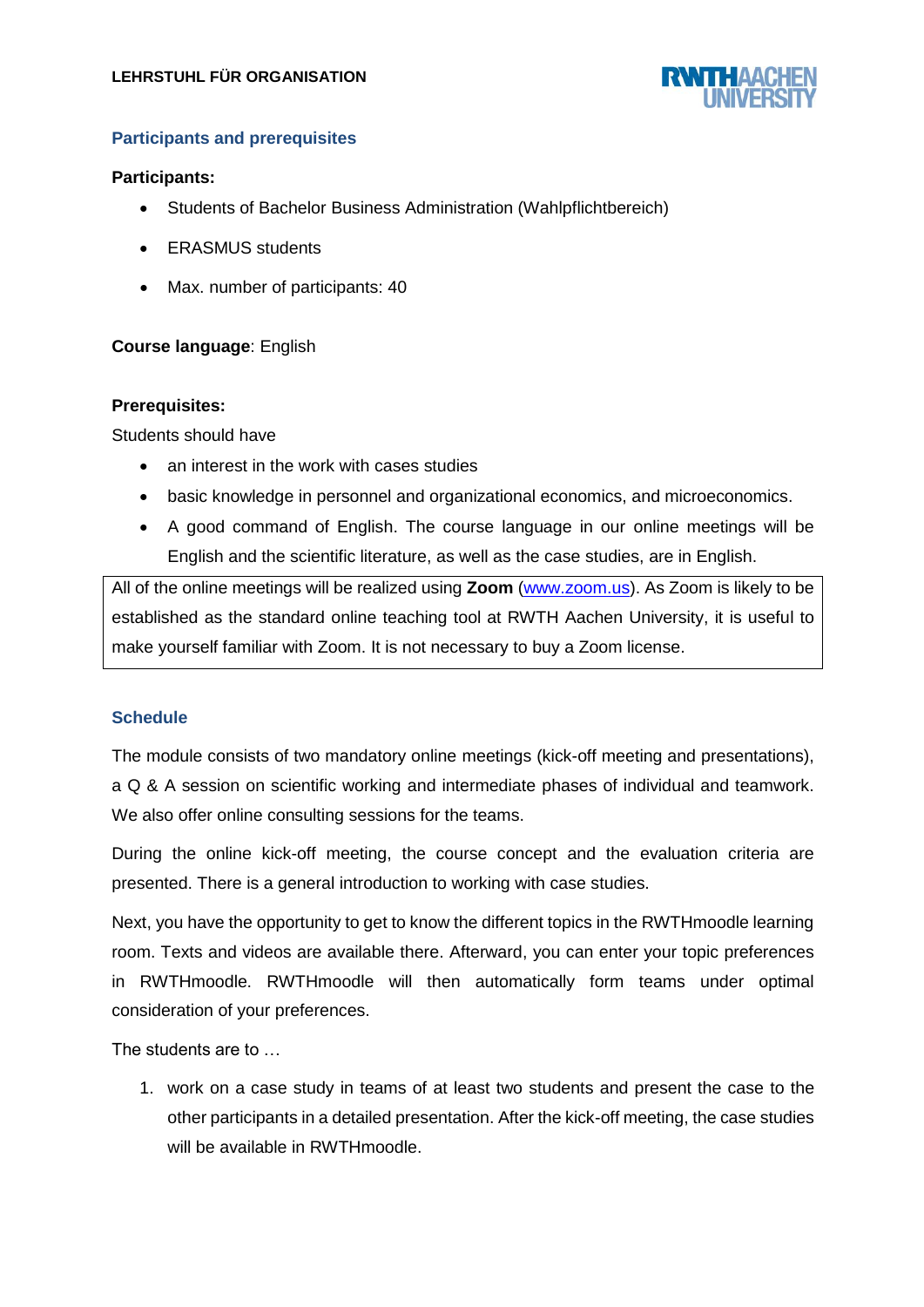## Participants and prerequisites

**Participants:**

- Students of Bachelor Business Administration (Wahlpflichtbereich)
- ERASMUS students
- Max. number of participants: 40

**Course language**: English

**Prerequisites:**

Students should have

- an interest in the work with cases studies
- basic knowledge in personnel and organizational economics, and microeconomics.
- A good command of English. The course language in our online meetings will be English and the scientific literature, as well as the case studies, are in English.

All of the online meetings will be realized using **Zoom** (www.zoom.us). As Zoom is likely to be established as the standard online teaching tool at RWTH Aachen University, it is useful to make yourself familiar with Zoom. It is not necessary to buy a Zoom license.

## Schedule

The module consists of two mandatory online meetings (kick-off meeting and presentations), a Q & A session on scientific working and intermediate phases of individual and teamwork. We also offer online consulting sessions for the teams.

During the online kick-off meeting, the course concept and the evaluation criteria are presented. There is a general introduction to working with case studies.

Next, you have the opportunity to get to know the different topics in the RWTHmoodle learning room. Texts and videos are available there. Afterward, you can enter your topic preferences in RWTHmoodle. RWTHmoodle will then automatically form teams under optimal consideration of your preferences.

The students are to …

1. work on a case study in teams of at least two students and present the case to the other participants in a detailed presentation. After the kick-off meeting, the case studies will be available in RWTHmoodle.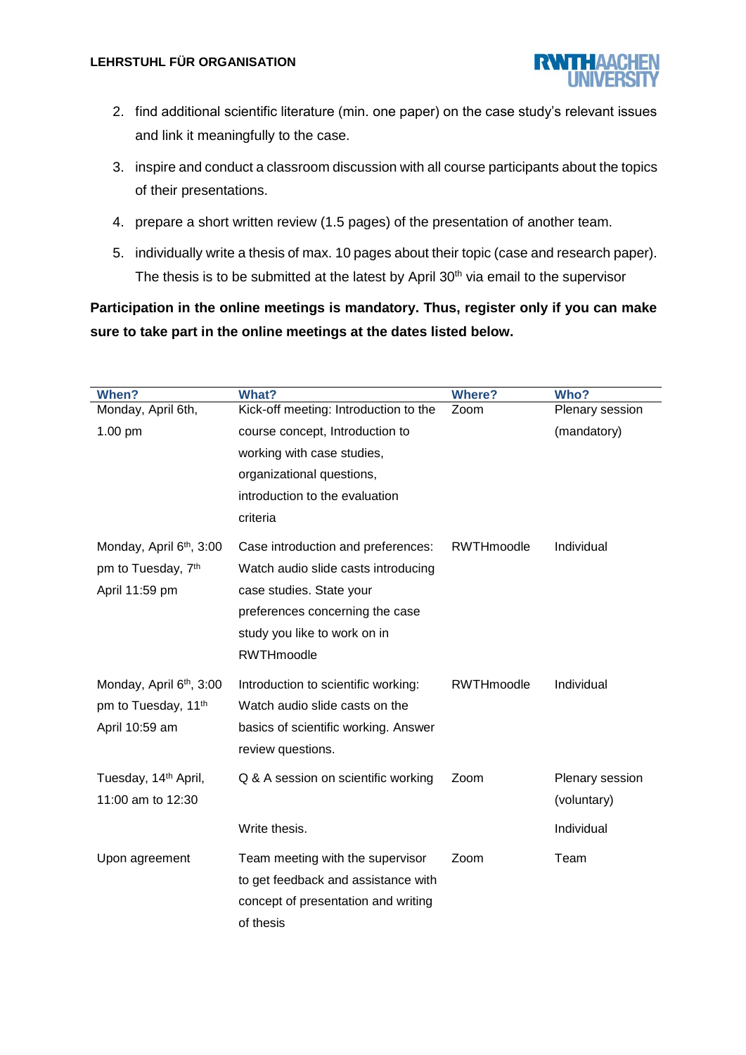2. find additional scientific literature (min. one paper) on the case study's relevant issues and link it meaningfully to the case.
3. inspire and conduct a classroom discussion with all course participants about the topics of their presentations.
4. prepare a short written review (1.5 pages) of the presentation of another team.
5. individually write a thesis of max. 10 pages about their topic (case and research paper). The thesis is to be submitted at the latest by April 30th via email to the supervisor

**Participation in the online meetings is mandatory. Thus, register only if you can make sure to take part in the online meetings at the dates listed below.**

| When? | What? | Where? | Who? |
|---|---|---|---|
| Monday, April 6th, 1.00 pm | Kick-off meeting: Introduction to the course concept, Introduction to working with case studies, organizational questions, introduction to the evaluation criteria | Zoom | Plenary session (mandatory) |
| Monday, April 6th, 3:00 pm to Tuesday, 7th April 11:59 pm | Case introduction and preferences: Watch audio slide casts introducing case studies. State your preferences concerning the case study you like to work on in RWTHmoodle | RWTHmoodle | Individual |
| Monday, April 6th, 3:00 pm to Tuesday, 11th April 10:59 am | Introduction to scientific working: Watch audio slide casts on the basics of scientific working. Answer review questions. | RWTHmoodle | Individual |
| Tuesday, 14th April, 11:00 am to 12:30 | Q & A session on scientific working | Zoom | Plenary session (voluntary) |
| | Write thesis. | | Individual |
| Upon agreement | Team meeting with the supervisor to get feedback and assistance with concept of presentation and writing of thesis | Zoom | Team |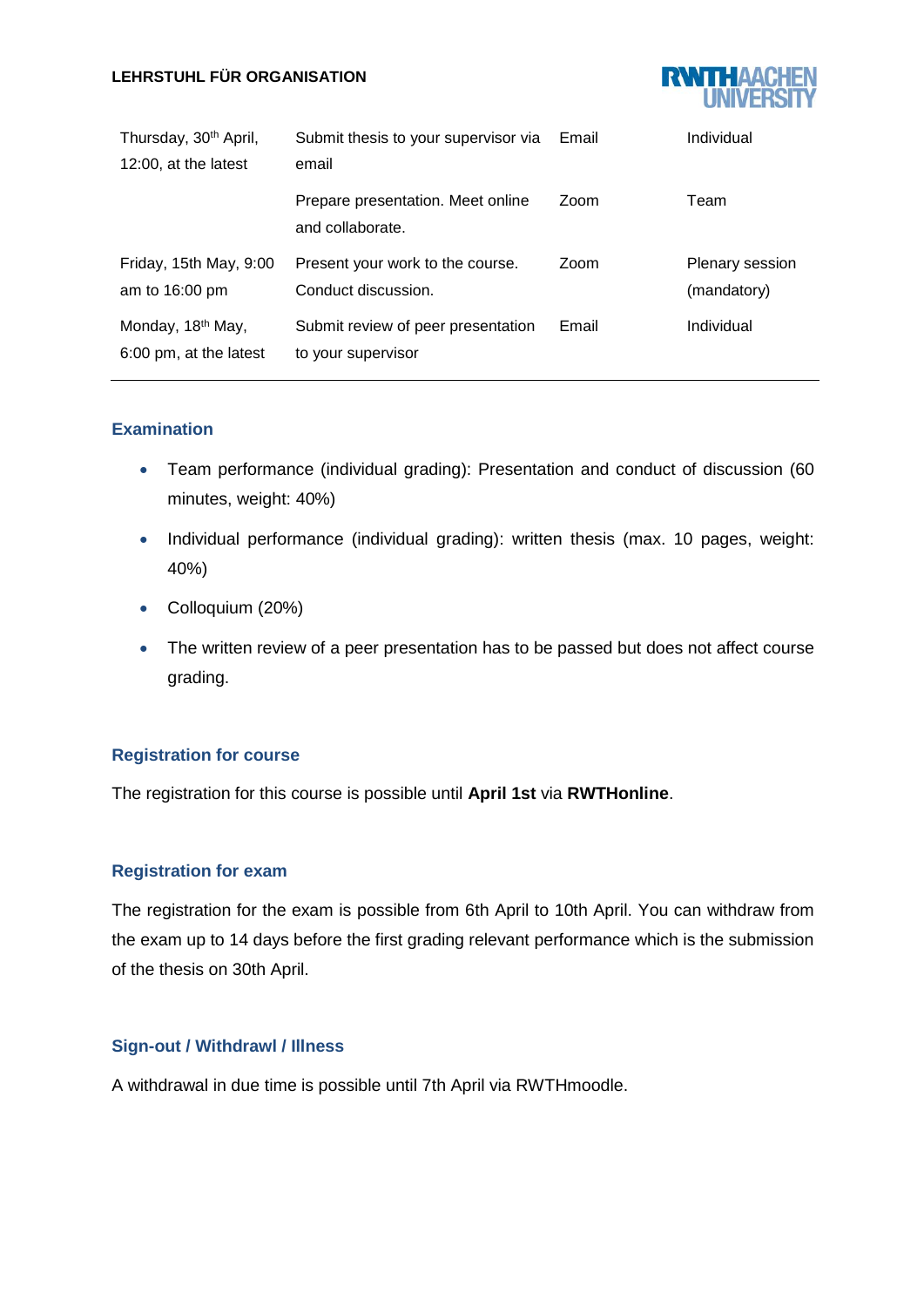| | | | |
|---|---|---|---|
| Thursday, 30th April, 12:00, at the latest | Submit thesis to your supervisor via email | Email | Individual |
| | Prepare presentation. Meet online and collaborate. | Zoom | Team |
| Friday, 15th May, 9:00 am to 16:00 pm | Present your work to the course. Conduct discussion. | Zoom | Plenary session (mandatory) |
| Monday, 18th May, 6:00 pm, at the latest | Submit review of peer presentation to your supervisor | Email | Individual |

## Examination

- Team performance (individual grading): Presentation and conduct of discussion (60 minutes, weight: 40%)
- Individual performance (individual grading): written thesis (max. 10 pages, weight: 40%)
- Colloquium (20%)
- The written review of a peer presentation has to be passed but does not affect course grading.

## Registration for course

The registration for this course is possible until **April 1st** via **RWTHonline**.

## Registration for exam

The registration for the exam is possible from 6th April to 10th April. You can withdraw from the exam up to 14 days before the first grading relevant performance which is the submission of the thesis on 30th April.

## Sign-out / Withdrawl / Illness

A withdrawal in due time is possible until 7th April via RWTHmoodle.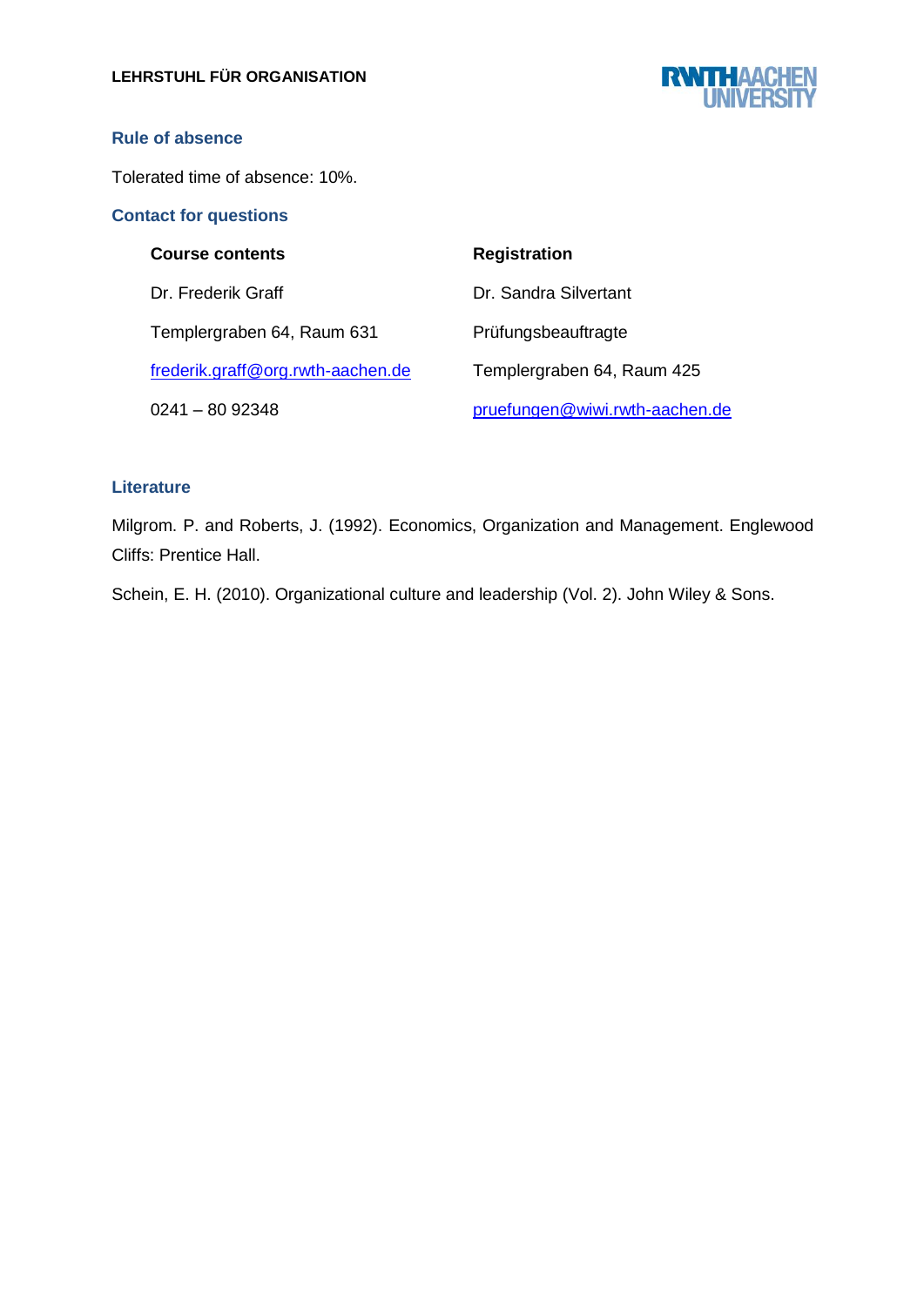## Rule of absence

Tolerated time of absence: 10%.

## Contact for questions

| Course contents | Registration |
|---|---|
| Dr. Frederik Graff | Dr. Sandra Silvertant |
| Templergraben 64, Raum 631 | Prüfungsbeauftragte |
| frederik.graff@org.rwth-aachen.de | Templergraben 64, Raum 425 |
| 0241 – 80 92348 | pruefungen@wiwi.rwth-aachen.de |

## Literature

Milgrom. P. and Roberts, J. (1992). Economics, Organization and Management. Englewood Cliffs: Prentice Hall.

Schein, E. H. (2010). Organizational culture and leadership (Vol. 2). John Wiley & Sons.